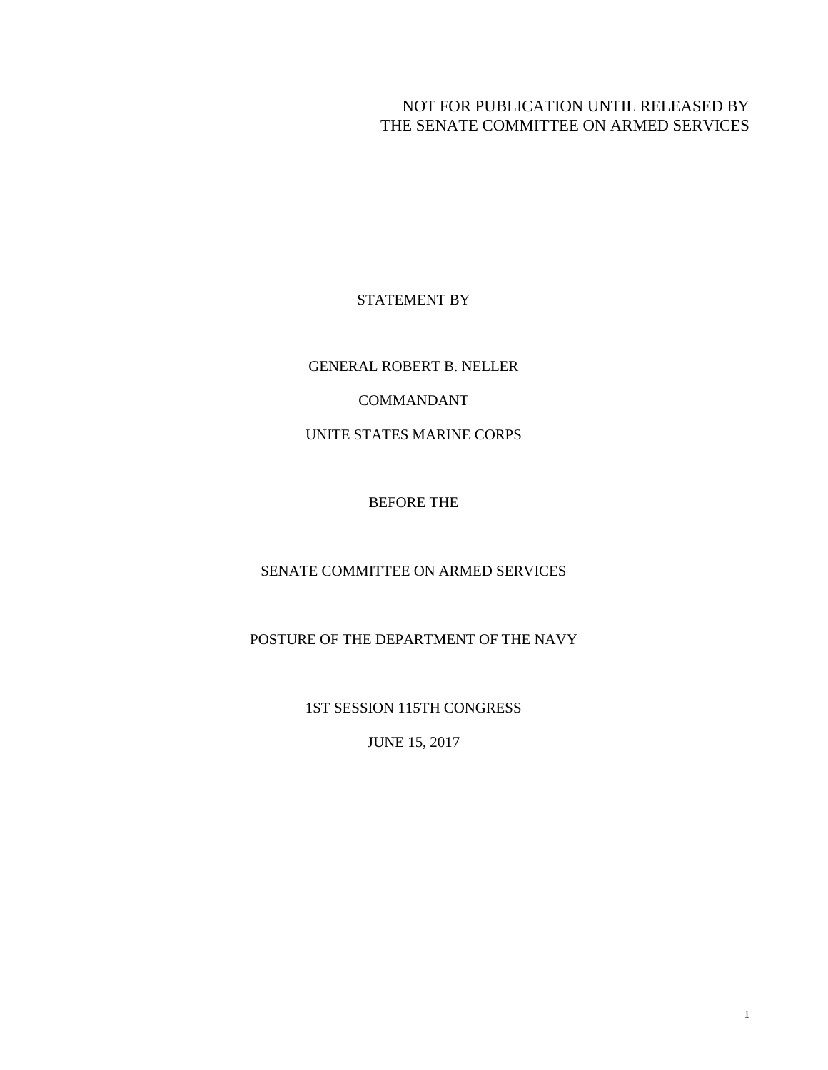NOT FOR PUBLICATION UNTIL RELEASED BY
THE SENATE COMMITTEE ON ARMED SERVICES

STATEMENT BY

GENERAL ROBERT B. NELLER

COMMANDANT

UNITE STATES MARINE CORPS

BEFORE THE

SENATE COMMITTEE ON ARMED SERVICES

POSTURE OF THE DEPARTMENT OF THE NAVY

1ST SESSION 115TH CONGRESS

JUNE 15, 2017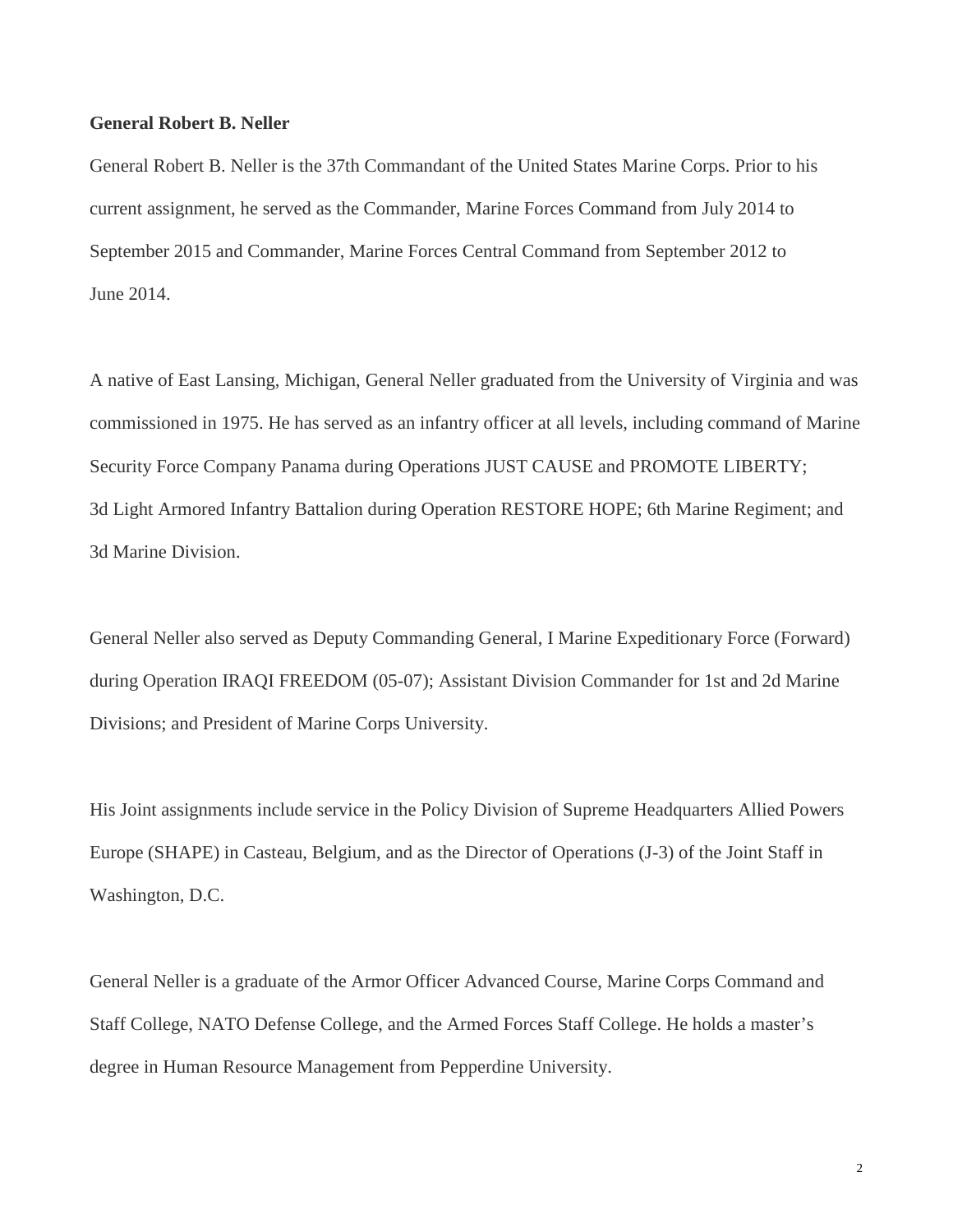**General Robert B. Neller**

General Robert B. Neller is the 37th Commandant of the United States Marine Corps. Prior to his current assignment, he served as the Commander, Marine Forces Command from July 2014 to September 2015 and Commander, Marine Forces Central Command from September 2012 to June 2014.

A native of East Lansing, Michigan, General Neller graduated from the University of Virginia and was commissioned in 1975. He has served as an infantry officer at all levels, including command of Marine Security Force Company Panama during Operations JUST CAUSE and PROMOTE LIBERTY; 3d Light Armored Infantry Battalion during Operation RESTORE HOPE; 6th Marine Regiment; and 3d Marine Division.

General Neller also served as Deputy Commanding General, I Marine Expeditionary Force (Forward) during Operation IRAQI FREEDOM (05-07); Assistant Division Commander for 1st and 2d Marine Divisions; and President of Marine Corps University.

His Joint assignments include service in the Policy Division of Supreme Headquarters Allied Powers Europe (SHAPE) in Casteau, Belgium, and as the Director of Operations (J-3) of the Joint Staff in Washington, D.C.

General Neller is a graduate of the Armor Officer Advanced Course, Marine Corps Command and Staff College, NATO Defense College, and the Armed Forces Staff College. He holds a master's degree in Human Resource Management from Pepperdine University.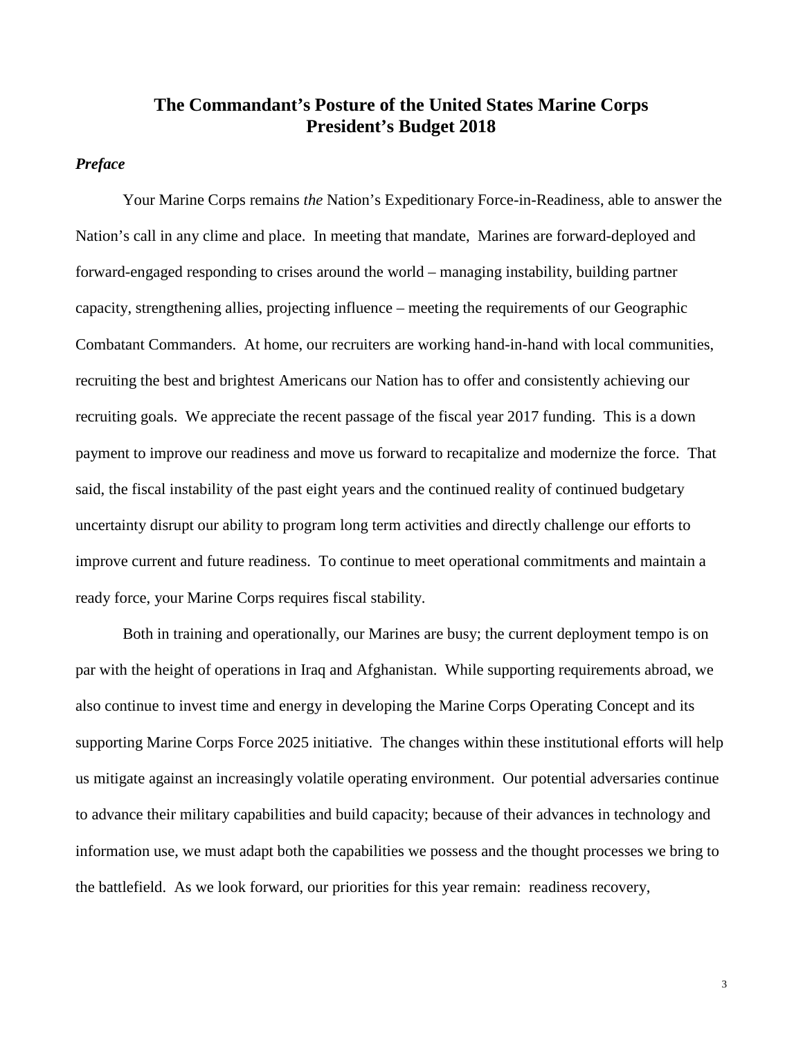# The Commandant's Posture of the United States Marine Corps
# President's Budget 2018

***Preface***

Your Marine Corps remains *the* Nation's Expeditionary Force-in-Readiness, able to answer the Nation's call in any clime and place. In meeting that mandate, Marines are forward-deployed and forward-engaged responding to crises around the world – managing instability, building partner capacity, strengthening allies, projecting influence – meeting the requirements of our Geographic Combatant Commanders. At home, our recruiters are working hand-in-hand with local communities, recruiting the best and brightest Americans our Nation has to offer and consistently achieving our recruiting goals. We appreciate the recent passage of the fiscal year 2017 funding. This is a down payment to improve our readiness and move us forward to recapitalize and modernize the force. That said, the fiscal instability of the past eight years and the continued reality of continued budgetary uncertainty disrupt our ability to program long term activities and directly challenge our efforts to improve current and future readiness. To continue to meet operational commitments and maintain a ready force, your Marine Corps requires fiscal stability.

Both in training and operationally, our Marines are busy; the current deployment tempo is on par with the height of operations in Iraq and Afghanistan. While supporting requirements abroad, we also continue to invest time and energy in developing the Marine Corps Operating Concept and its supporting Marine Corps Force 2025 initiative. The changes within these institutional efforts will help us mitigate against an increasingly volatile operating environment. Our potential adversaries continue to advance their military capabilities and build capacity; because of their advances in technology and information use, we must adapt both the capabilities we possess and the thought processes we bring to the battlefield. As we look forward, our priorities for this year remain: readiness recovery,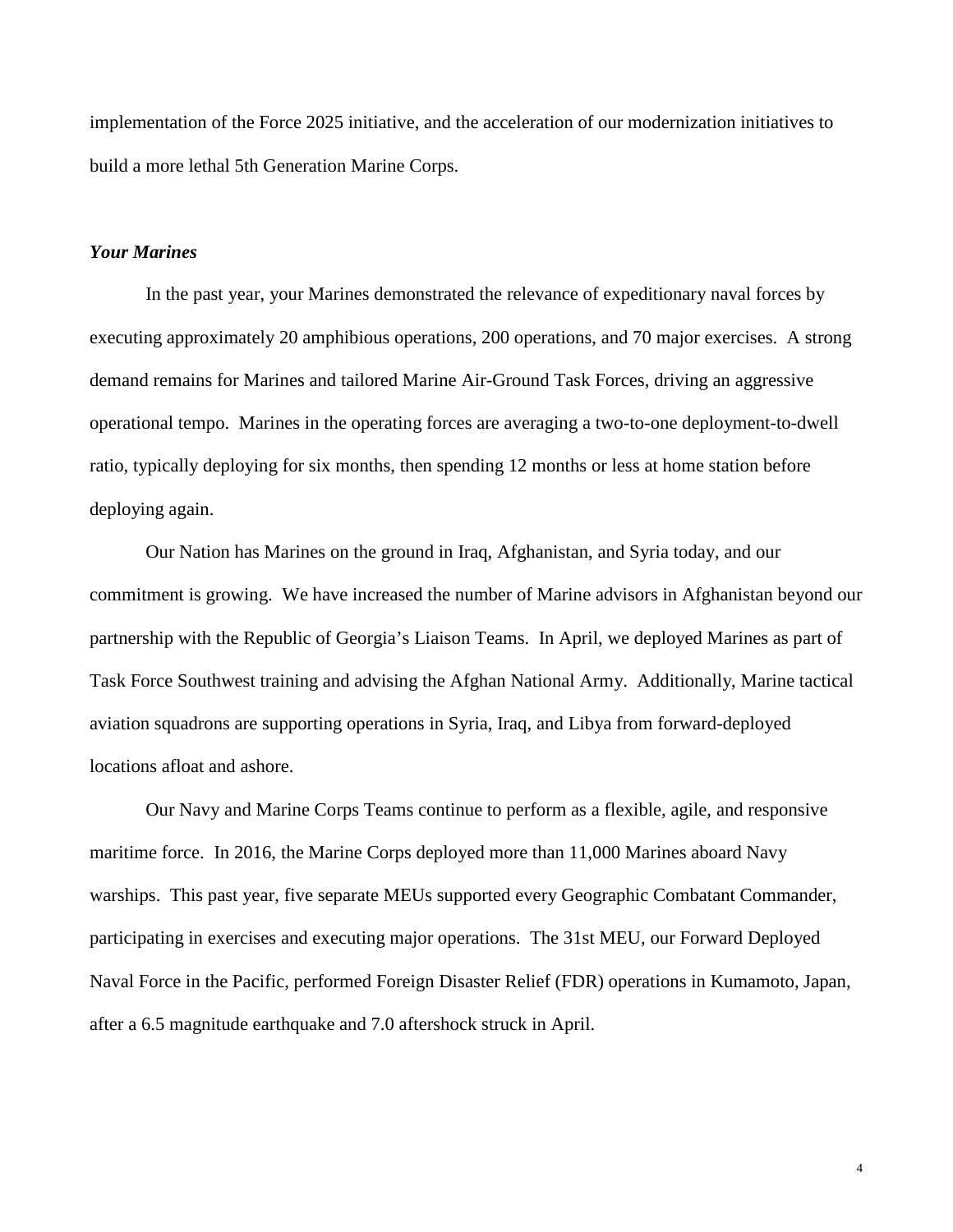implementation of the Force 2025 initiative, and the acceleration of our modernization initiatives to build a more lethal 5th Generation Marine Corps.

***Your Marines***

In the past year, your Marines demonstrated the relevance of expeditionary naval forces by executing approximately 20 amphibious operations, 200 operations, and 70 major exercises. A strong demand remains for Marines and tailored Marine Air-Ground Task Forces, driving an aggressive operational tempo. Marines in the operating forces are averaging a two-to-one deployment-to-dwell ratio, typically deploying for six months, then spending 12 months or less at home station before deploying again.

Our Nation has Marines on the ground in Iraq, Afghanistan, and Syria today, and our commitment is growing. We have increased the number of Marine advisors in Afghanistan beyond our partnership with the Republic of Georgia's Liaison Teams. In April, we deployed Marines as part of Task Force Southwest training and advising the Afghan National Army. Additionally, Marine tactical aviation squadrons are supporting operations in Syria, Iraq, and Libya from forward-deployed locations afloat and ashore.

Our Navy and Marine Corps Teams continue to perform as a flexible, agile, and responsive maritime force. In 2016, the Marine Corps deployed more than 11,000 Marines aboard Navy warships. This past year, five separate MEUs supported every Geographic Combatant Commander, participating in exercises and executing major operations. The 31st MEU, our Forward Deployed Naval Force in the Pacific, performed Foreign Disaster Relief (FDR) operations in Kumamoto, Japan, after a 6.5 magnitude earthquake and 7.0 aftershock struck in April.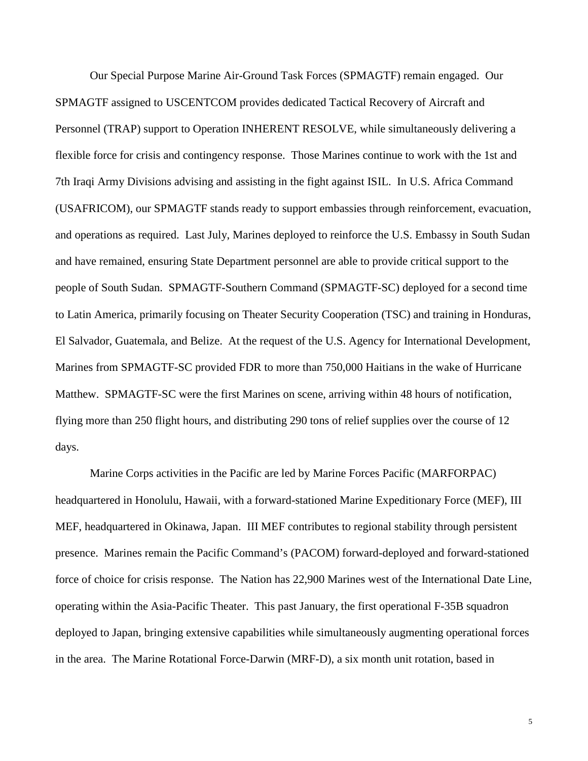Our Special Purpose Marine Air-Ground Task Forces (SPMAGTF) remain engaged. Our SPMAGTF assigned to USCENTCOM provides dedicated Tactical Recovery of Aircraft and Personnel (TRAP) support to Operation INHERENT RESOLVE, while simultaneously delivering a flexible force for crisis and contingency response. Those Marines continue to work with the 1st and 7th Iraqi Army Divisions advising and assisting in the fight against ISIL. In U.S. Africa Command (USAFRICOM), our SPMAGTF stands ready to support embassies through reinforcement, evacuation, and operations as required. Last July, Marines deployed to reinforce the U.S. Embassy in South Sudan and have remained, ensuring State Department personnel are able to provide critical support to the people of South Sudan. SPMAGTF-Southern Command (SPMAGTF-SC) deployed for a second time to Latin America, primarily focusing on Theater Security Cooperation (TSC) and training in Honduras, El Salvador, Guatemala, and Belize. At the request of the U.S. Agency for International Development, Marines from SPMAGTF-SC provided FDR to more than 750,000 Haitians in the wake of Hurricane Matthew. SPMAGTF-SC were the first Marines on scene, arriving within 48 hours of notification, flying more than 250 flight hours, and distributing 290 tons of relief supplies over the course of 12 days.

Marine Corps activities in the Pacific are led by Marine Forces Pacific (MARFORPAC) headquartered in Honolulu, Hawaii, with a forward-stationed Marine Expeditionary Force (MEF), III MEF, headquartered in Okinawa, Japan. III MEF contributes to regional stability through persistent presence. Marines remain the Pacific Command's (PACOM) forward-deployed and forward-stationed force of choice for crisis response. The Nation has 22,900 Marines west of the International Date Line, operating within the Asia-Pacific Theater. This past January, the first operational F-35B squadron deployed to Japan, bringing extensive capabilities while simultaneously augmenting operational forces in the area. The Marine Rotational Force-Darwin (MRF-D), a six month unit rotation, based in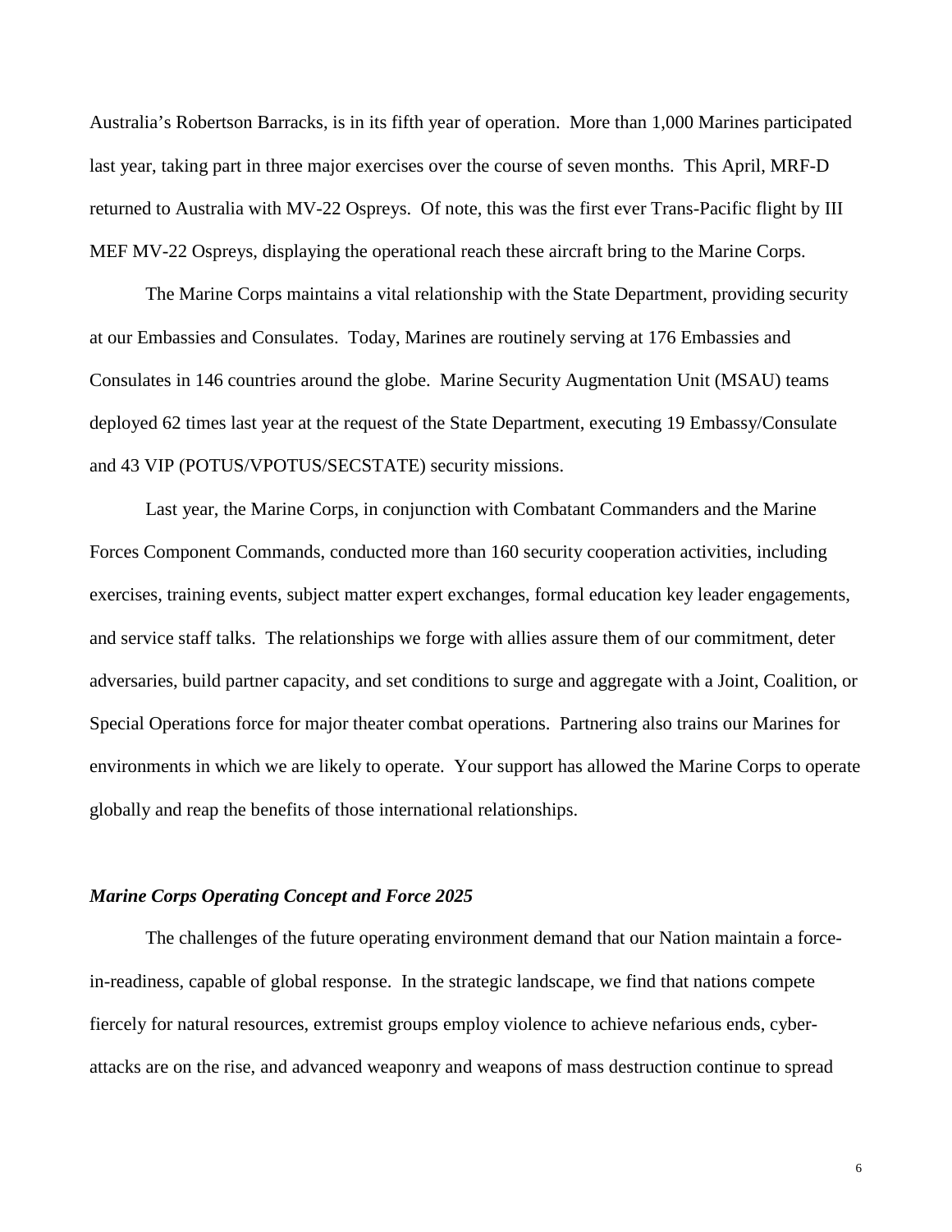Australia's Robertson Barracks, is in its fifth year of operation. More than 1,000 Marines participated last year, taking part in three major exercises over the course of seven months. This April, MRF-D returned to Australia with MV-22 Ospreys. Of note, this was the first ever Trans-Pacific flight by III MEF MV-22 Ospreys, displaying the operational reach these aircraft bring to the Marine Corps.

The Marine Corps maintains a vital relationship with the State Department, providing security at our Embassies and Consulates. Today, Marines are routinely serving at 176 Embassies and Consulates in 146 countries around the globe. Marine Security Augmentation Unit (MSAU) teams deployed 62 times last year at the request of the State Department, executing 19 Embassy/Consulate and 43 VIP (POTUS/VPOTUS/SECSTATE) security missions.

Last year, the Marine Corps, in conjunction with Combatant Commanders and the Marine Forces Component Commands, conducted more than 160 security cooperation activities, including exercises, training events, subject matter expert exchanges, formal education key leader engagements, and service staff talks. The relationships we forge with allies assure them of our commitment, deter adversaries, build partner capacity, and set conditions to surge and aggregate with a Joint, Coalition, or Special Operations force for major theater combat operations. Partnering also trains our Marines for environments in which we are likely to operate. Your support has allowed the Marine Corps to operate globally and reap the benefits of those international relationships.

### *Marine Corps Operating Concept and Force 2025*

The challenges of the future operating environment demand that our Nation maintain a force-in-readiness, capable of global response. In the strategic landscape, we find that nations compete fiercely for natural resources, extremist groups employ violence to achieve nefarious ends, cyber-attacks are on the rise, and advanced weaponry and weapons of mass destruction continue to spread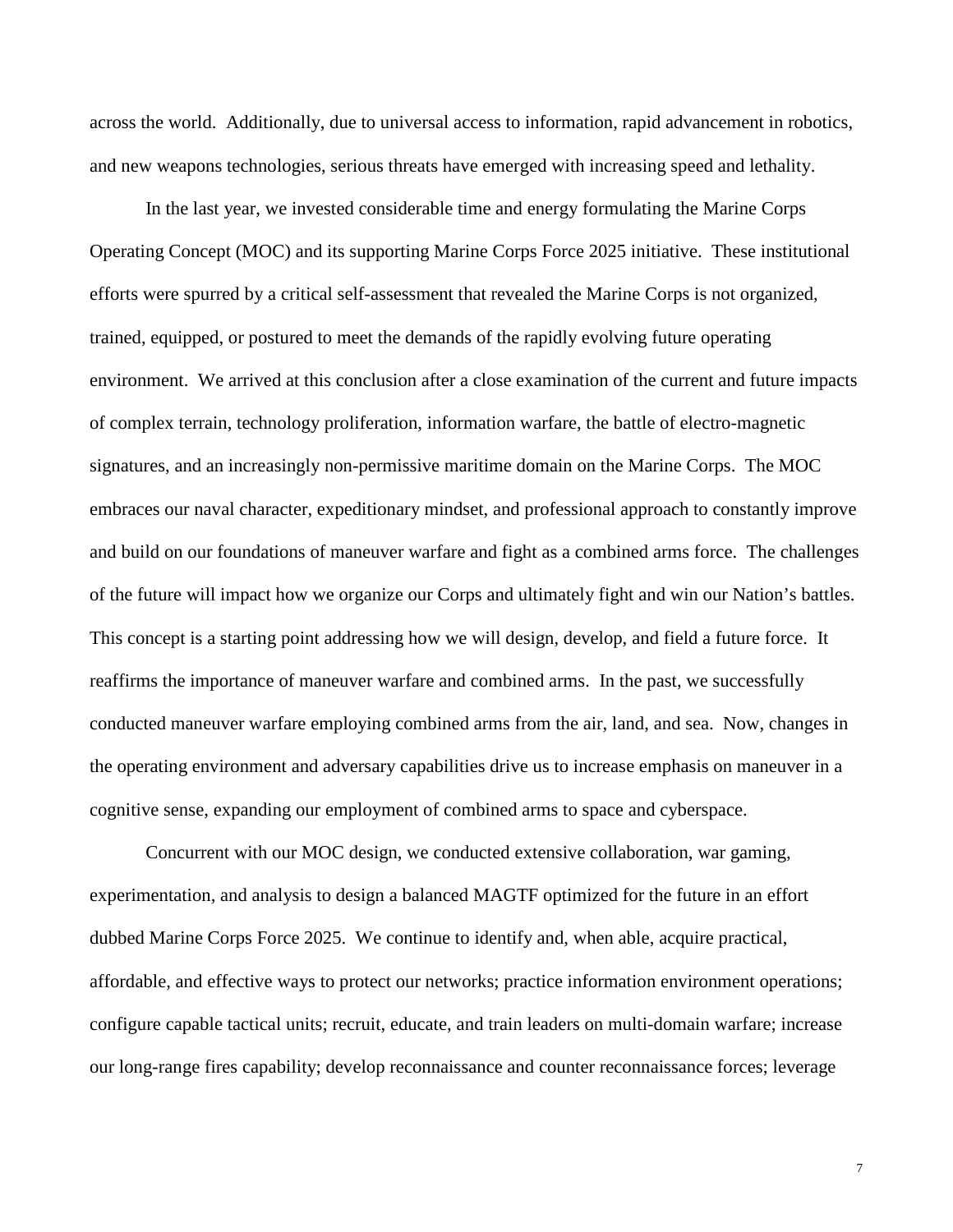across the world. Additionally, due to universal access to information, rapid advancement in robotics, and new weapons technologies, serious threats have emerged with increasing speed and lethality.

In the last year, we invested considerable time and energy formulating the Marine Corps Operating Concept (MOC) and its supporting Marine Corps Force 2025 initiative. These institutional efforts were spurred by a critical self-assessment that revealed the Marine Corps is not organized, trained, equipped, or postured to meet the demands of the rapidly evolving future operating environment. We arrived at this conclusion after a close examination of the current and future impacts of complex terrain, technology proliferation, information warfare, the battle of electro-magnetic signatures, and an increasingly non-permissive maritime domain on the Marine Corps. The MOC embraces our naval character, expeditionary mindset, and professional approach to constantly improve and build on our foundations of maneuver warfare and fight as a combined arms force. The challenges of the future will impact how we organize our Corps and ultimately fight and win our Nation's battles. This concept is a starting point addressing how we will design, develop, and field a future force. It reaffirms the importance of maneuver warfare and combined arms. In the past, we successfully conducted maneuver warfare employing combined arms from the air, land, and sea. Now, changes in the operating environment and adversary capabilities drive us to increase emphasis on maneuver in a cognitive sense, expanding our employment of combined arms to space and cyberspace.

Concurrent with our MOC design, we conducted extensive collaboration, war gaming, experimentation, and analysis to design a balanced MAGTF optimized for the future in an effort dubbed Marine Corps Force 2025. We continue to identify and, when able, acquire practical, affordable, and effective ways to protect our networks; practice information environment operations; configure capable tactical units; recruit, educate, and train leaders on multi-domain warfare; increase our long-range fires capability; develop reconnaissance and counter reconnaissance forces; leverage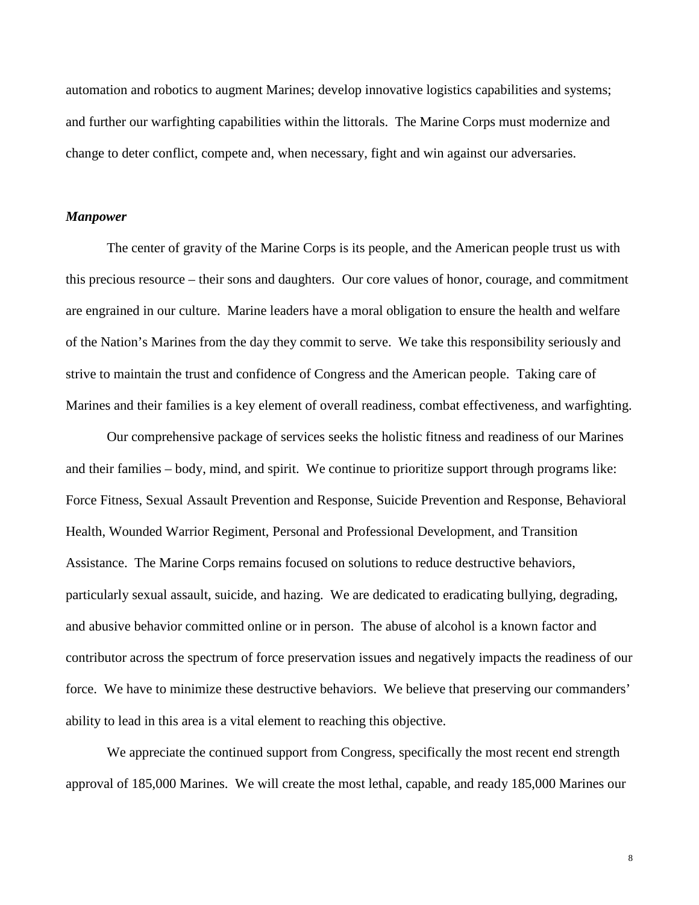automation and robotics to augment Marines; develop innovative logistics capabilities and systems; and further our warfighting capabilities within the littorals. The Marine Corps must modernize and change to deter conflict, compete and, when necessary, fight and win against our adversaries.

***Manpower***

The center of gravity of the Marine Corps is its people, and the American people trust us with this precious resource – their sons and daughters. Our core values of honor, courage, and commitment are engrained in our culture. Marine leaders have a moral obligation to ensure the health and welfare of the Nation's Marines from the day they commit to serve. We take this responsibility seriously and strive to maintain the trust and confidence of Congress and the American people. Taking care of Marines and their families is a key element of overall readiness, combat effectiveness, and warfighting.

Our comprehensive package of services seeks the holistic fitness and readiness of our Marines and their families – body, mind, and spirit. We continue to prioritize support through programs like: Force Fitness, Sexual Assault Prevention and Response, Suicide Prevention and Response, Behavioral Health, Wounded Warrior Regiment, Personal and Professional Development, and Transition Assistance. The Marine Corps remains focused on solutions to reduce destructive behaviors, particularly sexual assault, suicide, and hazing. We are dedicated to eradicating bullying, degrading, and abusive behavior committed online or in person. The abuse of alcohol is a known factor and contributor across the spectrum of force preservation issues and negatively impacts the readiness of our force. We have to minimize these destructive behaviors. We believe that preserving our commanders' ability to lead in this area is a vital element to reaching this objective.

We appreciate the continued support from Congress, specifically the most recent end strength approval of 185,000 Marines. We will create the most lethal, capable, and ready 185,000 Marines our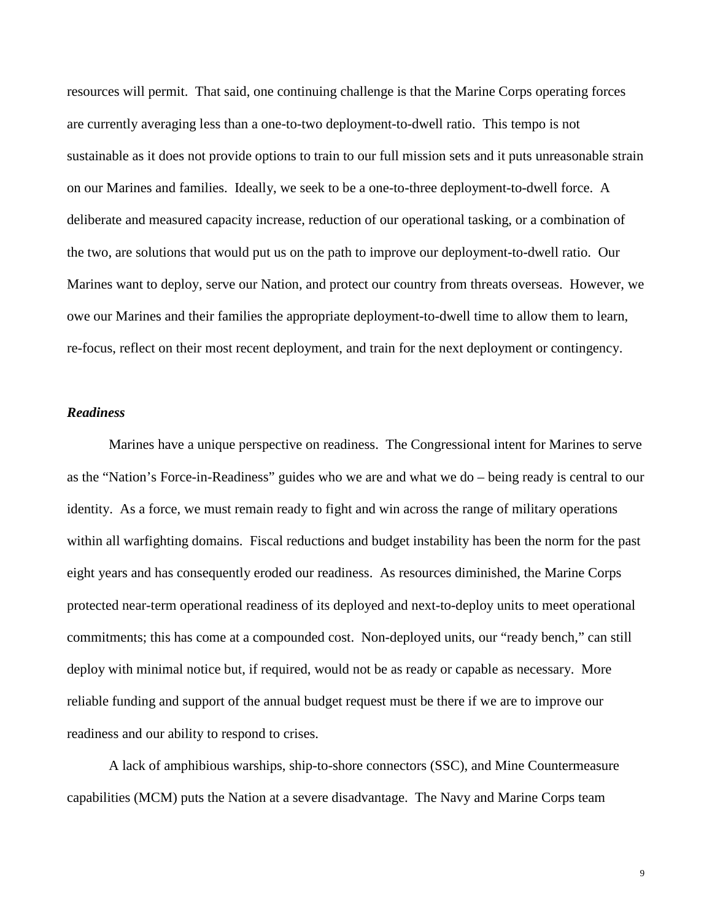resources will permit. That said, one continuing challenge is that the Marine Corps operating forces are currently averaging less than a one-to-two deployment-to-dwell ratio. This tempo is not sustainable as it does not provide options to train to our full mission sets and it puts unreasonable strain on our Marines and families. Ideally, we seek to be a one-to-three deployment-to-dwell force. A deliberate and measured capacity increase, reduction of our operational tasking, or a combination of the two, are solutions that would put us on the path to improve our deployment-to-dwell ratio. Our Marines want to deploy, serve our Nation, and protect our country from threats overseas. However, we owe our Marines and their families the appropriate deployment-to-dwell time to allow them to learn, re-focus, reflect on their most recent deployment, and train for the next deployment or contingency.

***Readiness***

Marines have a unique perspective on readiness. The Congressional intent for Marines to serve as the "Nation's Force-in-Readiness" guides who we are and what we do – being ready is central to our identity. As a force, we must remain ready to fight and win across the range of military operations within all warfighting domains. Fiscal reductions and budget instability has been the norm for the past eight years and has consequently eroded our readiness. As resources diminished, the Marine Corps protected near-term operational readiness of its deployed and next-to-deploy units to meet operational commitments; this has come at a compounded cost. Non-deployed units, our "ready bench," can still deploy with minimal notice but, if required, would not be as ready or capable as necessary. More reliable funding and support of the annual budget request must be there if we are to improve our readiness and our ability to respond to crises.

A lack of amphibious warships, ship-to-shore connectors (SSC), and Mine Countermeasure capabilities (MCM) puts the Nation at a severe disadvantage. The Navy and Marine Corps team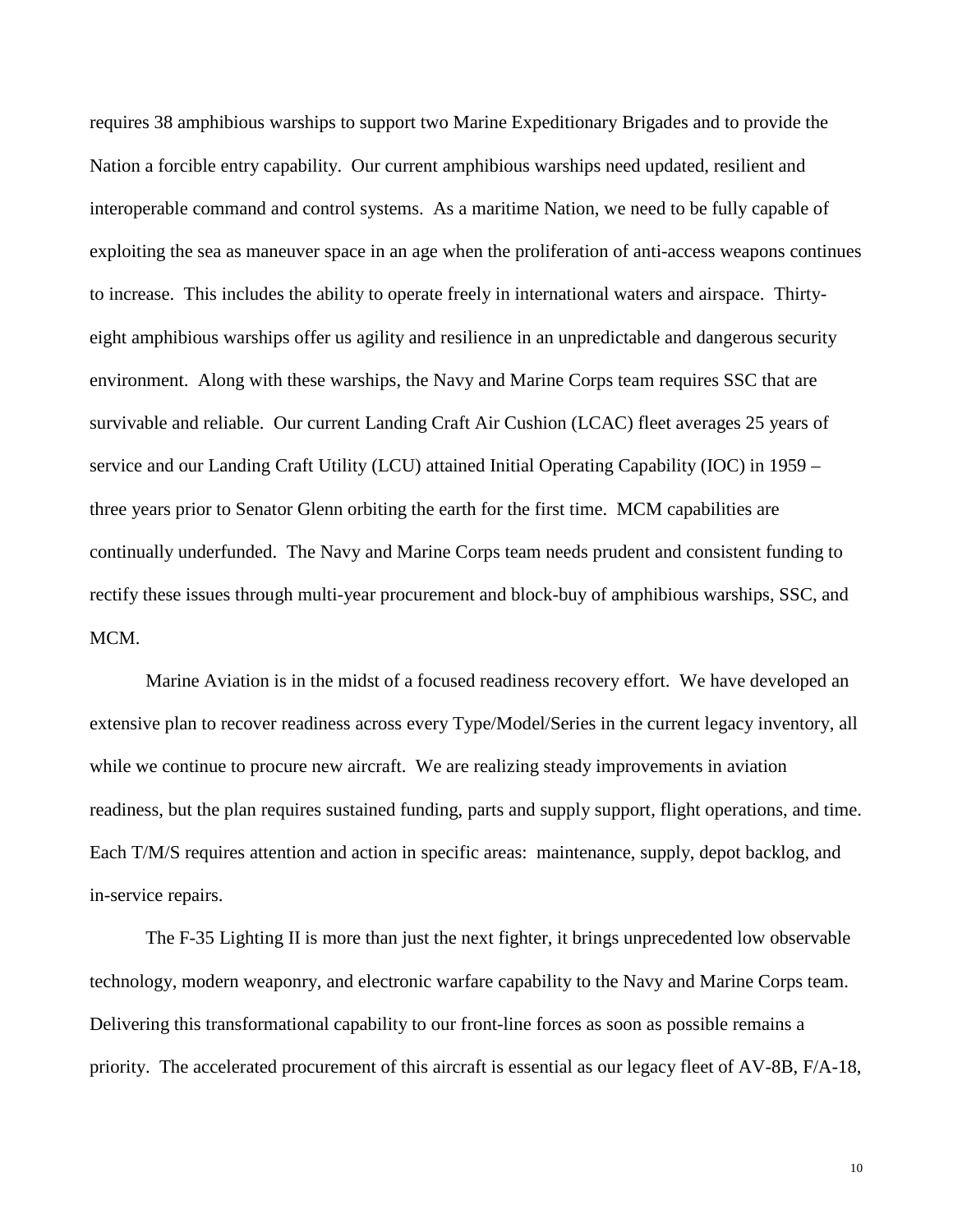requires 38 amphibious warships to support two Marine Expeditionary Brigades and to provide the Nation a forcible entry capability. Our current amphibious warships need updated, resilient and interoperable command and control systems. As a maritime Nation, we need to be fully capable of exploiting the sea as maneuver space in an age when the proliferation of anti-access weapons continues to increase. This includes the ability to operate freely in international waters and airspace. Thirty-eight amphibious warships offer us agility and resilience in an unpredictable and dangerous security environment. Along with these warships, the Navy and Marine Corps team requires SSC that are survivable and reliable. Our current Landing Craft Air Cushion (LCAC) fleet averages 25 years of service and our Landing Craft Utility (LCU) attained Initial Operating Capability (IOC) in 1959 – three years prior to Senator Glenn orbiting the earth for the first time. MCM capabilities are continually underfunded. The Navy and Marine Corps team needs prudent and consistent funding to rectify these issues through multi-year procurement and block-buy of amphibious warships, SSC, and MCM.

Marine Aviation is in the midst of a focused readiness recovery effort. We have developed an extensive plan to recover readiness across every Type/Model/Series in the current legacy inventory, all while we continue to procure new aircraft. We are realizing steady improvements in aviation readiness, but the plan requires sustained funding, parts and supply support, flight operations, and time. Each T/M/S requires attention and action in specific areas: maintenance, supply, depot backlog, and in-service repairs.

The F-35 Lighting II is more than just the next fighter, it brings unprecedented low observable technology, modern weaponry, and electronic warfare capability to the Navy and Marine Corps team. Delivering this transformational capability to our front-line forces as soon as possible remains a priority. The accelerated procurement of this aircraft is essential as our legacy fleet of AV-8B, F/A-18,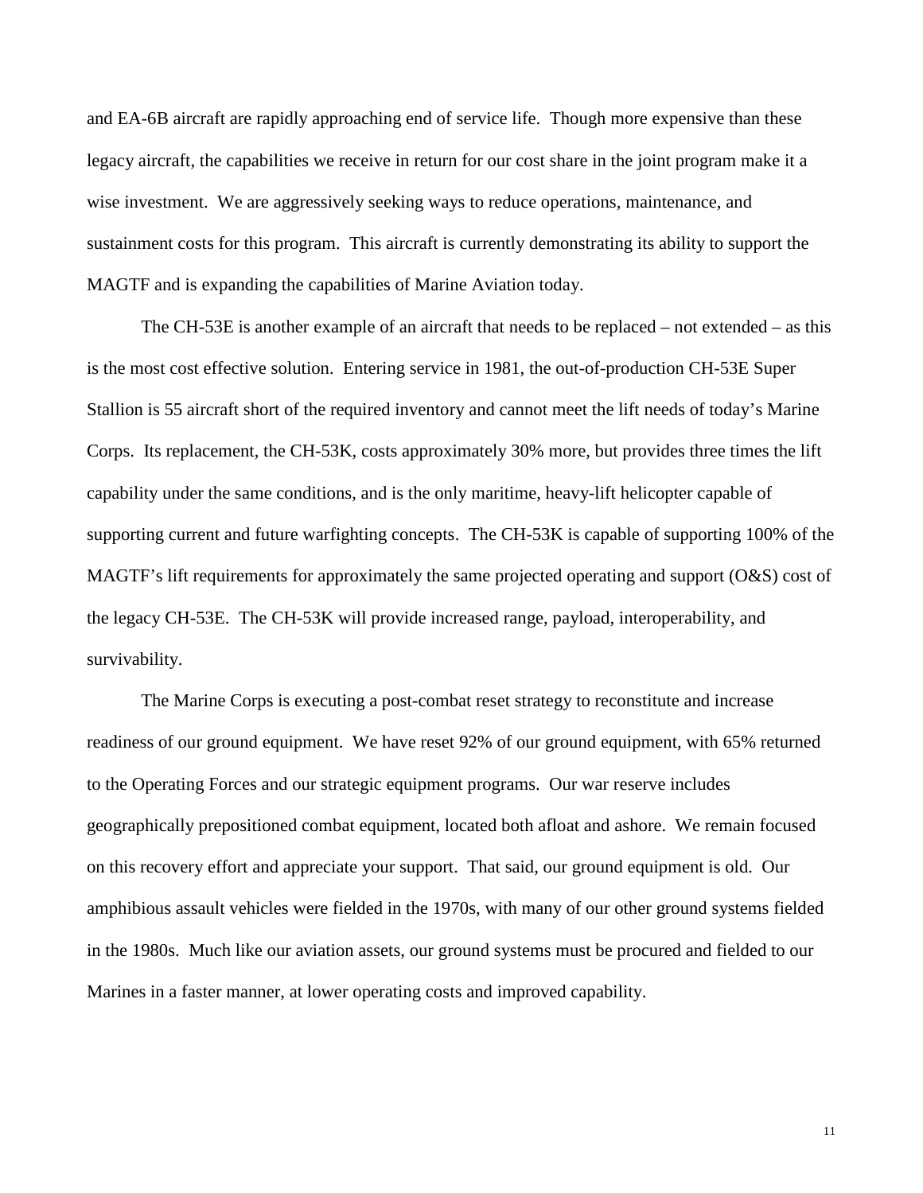and EA-6B aircraft are rapidly approaching end of service life. Though more expensive than these legacy aircraft, the capabilities we receive in return for our cost share in the joint program make it a wise investment. We are aggressively seeking ways to reduce operations, maintenance, and sustainment costs for this program. This aircraft is currently demonstrating its ability to support the MAGTF and is expanding the capabilities of Marine Aviation today.

The CH-53E is another example of an aircraft that needs to be replaced – not extended – as this is the most cost effective solution. Entering service in 1981, the out-of-production CH-53E Super Stallion is 55 aircraft short of the required inventory and cannot meet the lift needs of today's Marine Corps. Its replacement, the CH-53K, costs approximately 30% more, but provides three times the lift capability under the same conditions, and is the only maritime, heavy-lift helicopter capable of supporting current and future warfighting concepts. The CH-53K is capable of supporting 100% of the MAGTF's lift requirements for approximately the same projected operating and support (O&S) cost of the legacy CH-53E. The CH-53K will provide increased range, payload, interoperability, and survivability.

The Marine Corps is executing a post-combat reset strategy to reconstitute and increase readiness of our ground equipment. We have reset 92% of our ground equipment, with 65% returned to the Operating Forces and our strategic equipment programs. Our war reserve includes geographically prepositioned combat equipment, located both afloat and ashore. We remain focused on this recovery effort and appreciate your support. That said, our ground equipment is old. Our amphibious assault vehicles were fielded in the 1970s, with many of our other ground systems fielded in the 1980s. Much like our aviation assets, our ground systems must be procured and fielded to our Marines in a faster manner, at lower operating costs and improved capability.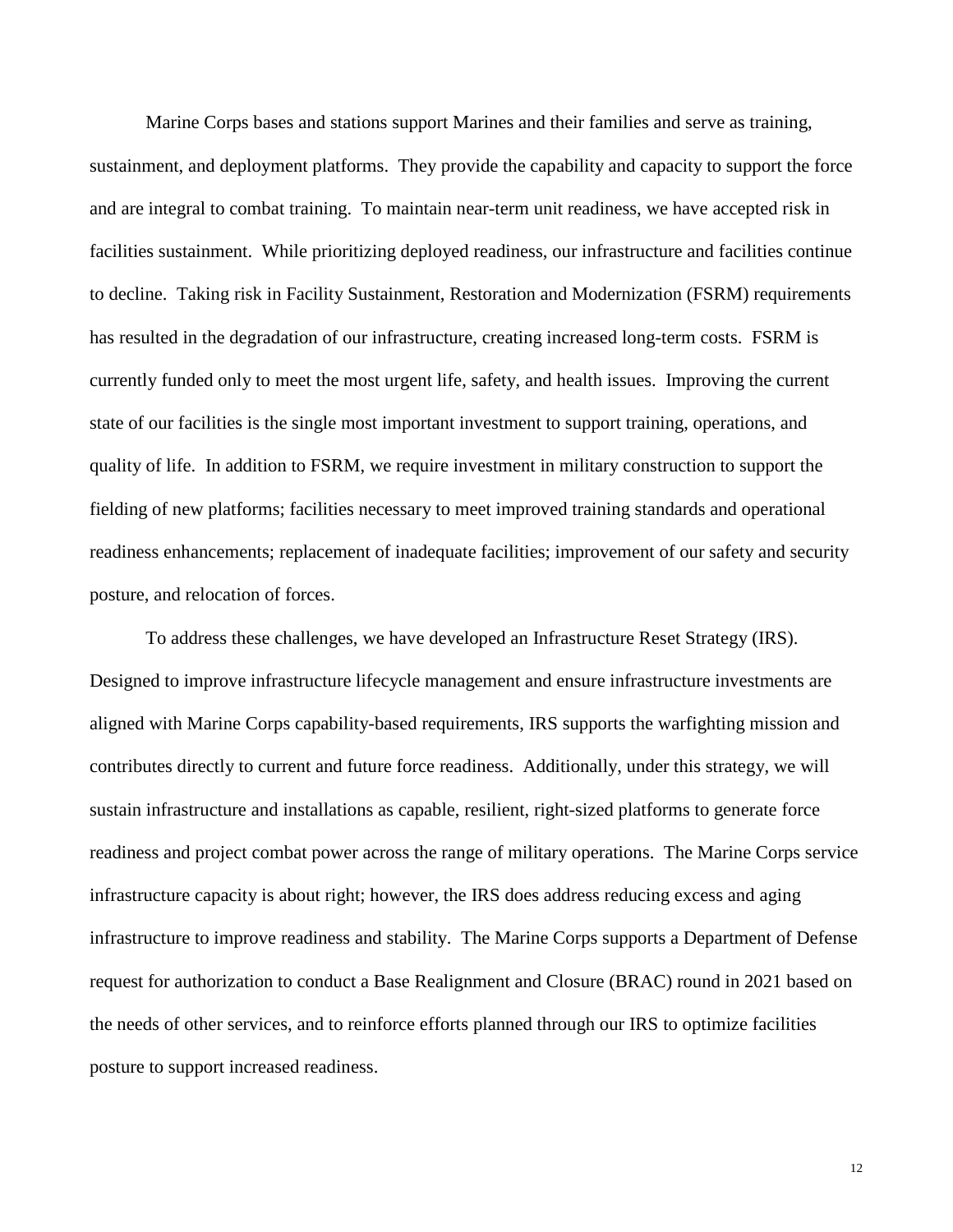Marine Corps bases and stations support Marines and their families and serve as training, sustainment, and deployment platforms. They provide the capability and capacity to support the force and are integral to combat training. To maintain near-term unit readiness, we have accepted risk in facilities sustainment. While prioritizing deployed readiness, our infrastructure and facilities continue to decline. Taking risk in Facility Sustainment, Restoration and Modernization (FSRM) requirements has resulted in the degradation of our infrastructure, creating increased long-term costs. FSRM is currently funded only to meet the most urgent life, safety, and health issues. Improving the current state of our facilities is the single most important investment to support training, operations, and quality of life. In addition to FSRM, we require investment in military construction to support the fielding of new platforms; facilities necessary to meet improved training standards and operational readiness enhancements; replacement of inadequate facilities; improvement of our safety and security posture, and relocation of forces.

To address these challenges, we have developed an Infrastructure Reset Strategy (IRS). Designed to improve infrastructure lifecycle management and ensure infrastructure investments are aligned with Marine Corps capability-based requirements, IRS supports the warfighting mission and contributes directly to current and future force readiness. Additionally, under this strategy, we will sustain infrastructure and installations as capable, resilient, right-sized platforms to generate force readiness and project combat power across the range of military operations. The Marine Corps service infrastructure capacity is about right; however, the IRS does address reducing excess and aging infrastructure to improve readiness and stability. The Marine Corps supports a Department of Defense request for authorization to conduct a Base Realignment and Closure (BRAC) round in 2021 based on the needs of other services, and to reinforce efforts planned through our IRS to optimize facilities posture to support increased readiness.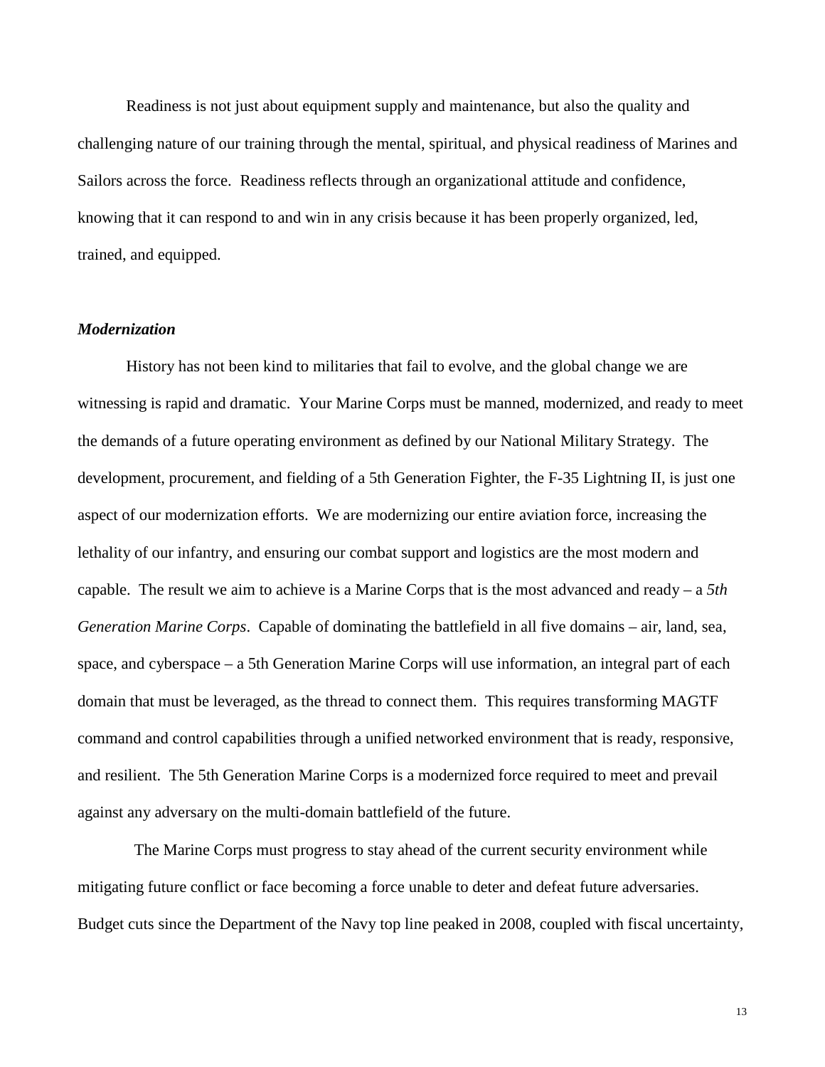Readiness is not just about equipment supply and maintenance, but also the quality and challenging nature of our training through the mental, spiritual, and physical readiness of Marines and Sailors across the force. Readiness reflects through an organizational attitude and confidence, knowing that it can respond to and win in any crisis because it has been properly organized, led, trained, and equipped.

### *Modernization*

History has not been kind to militaries that fail to evolve, and the global change we are witnessing is rapid and dramatic. Your Marine Corps must be manned, modernized, and ready to meet the demands of a future operating environment as defined by our National Military Strategy. The development, procurement, and fielding of a 5th Generation Fighter, the F-35 Lightning II, is just one aspect of our modernization efforts. We are modernizing our entire aviation force, increasing the lethality of our infantry, and ensuring our combat support and logistics are the most modern and capable. The result we aim to achieve is a Marine Corps that is the most advanced and ready – a *5th Generation Marine Corps*. Capable of dominating the battlefield in all five domains – air, land, sea, space, and cyberspace – a 5th Generation Marine Corps will use information, an integral part of each domain that must be leveraged, as the thread to connect them. This requires transforming MAGTF command and control capabilities through a unified networked environment that is ready, responsive, and resilient. The 5th Generation Marine Corps is a modernized force required to meet and prevail against any adversary on the multi-domain battlefield of the future.

The Marine Corps must progress to stay ahead of the current security environment while mitigating future conflict or face becoming a force unable to deter and defeat future adversaries. Budget cuts since the Department of the Navy top line peaked in 2008, coupled with fiscal uncertainty,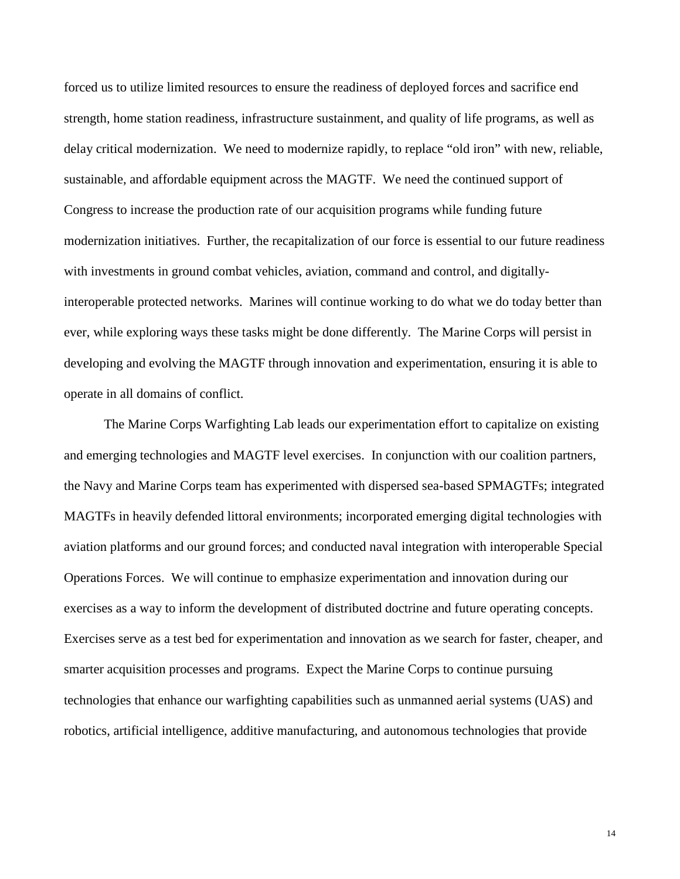forced us to utilize limited resources to ensure the readiness of deployed forces and sacrifice end strength, home station readiness, infrastructure sustainment, and quality of life programs, as well as delay critical modernization. We need to modernize rapidly, to replace "old iron" with new, reliable, sustainable, and affordable equipment across the MAGTF. We need the continued support of Congress to increase the production rate of our acquisition programs while funding future modernization initiatives. Further, the recapitalization of our force is essential to our future readiness with investments in ground combat vehicles, aviation, command and control, and digitally-interoperable protected networks. Marines will continue working to do what we do today better than ever, while exploring ways these tasks might be done differently. The Marine Corps will persist in developing and evolving the MAGTF through innovation and experimentation, ensuring it is able to operate in all domains of conflict.

The Marine Corps Warfighting Lab leads our experimentation effort to capitalize on existing and emerging technologies and MAGTF level exercises. In conjunction with our coalition partners, the Navy and Marine Corps team has experimented with dispersed sea-based SPMAGTFs; integrated MAGTFs in heavily defended littoral environments; incorporated emerging digital technologies with aviation platforms and our ground forces; and conducted naval integration with interoperable Special Operations Forces. We will continue to emphasize experimentation and innovation during our exercises as a way to inform the development of distributed doctrine and future operating concepts. Exercises serve as a test bed for experimentation and innovation as we search for faster, cheaper, and smarter acquisition processes and programs. Expect the Marine Corps to continue pursuing technologies that enhance our warfighting capabilities such as unmanned aerial systems (UAS) and robotics, artificial intelligence, additive manufacturing, and autonomous technologies that provide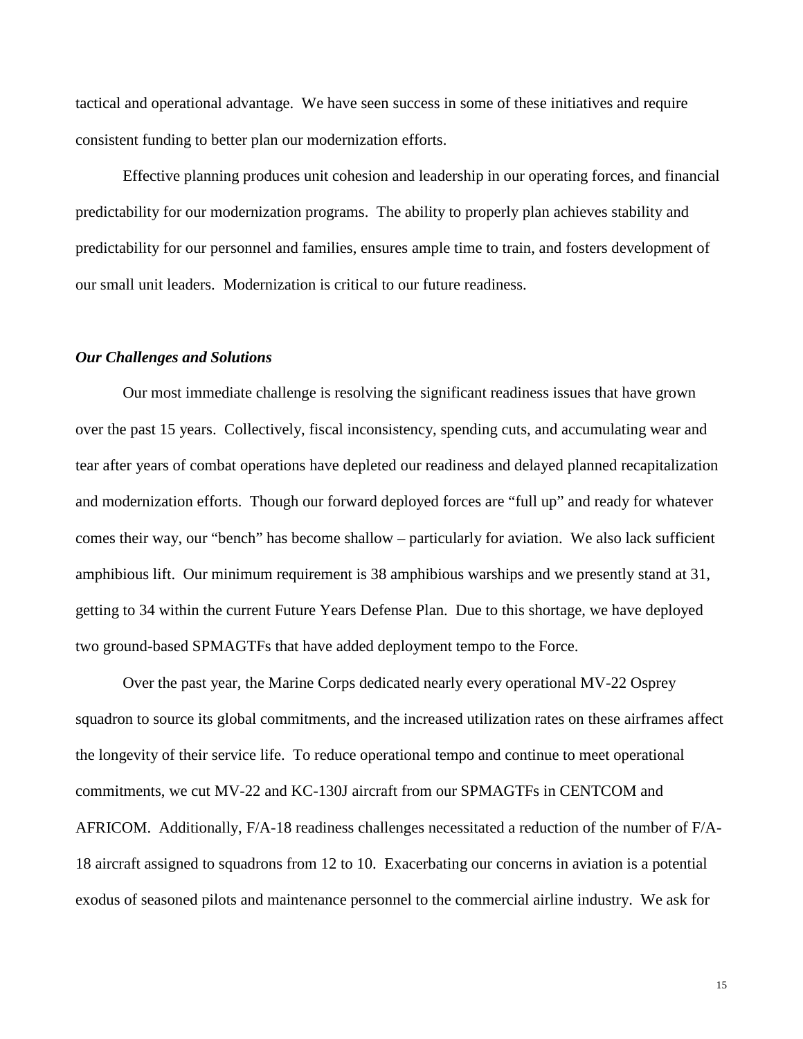tactical and operational advantage. We have seen success in some of these initiatives and require consistent funding to better plan our modernization efforts.

Effective planning produces unit cohesion and leadership in our operating forces, and financial predictability for our modernization programs. The ability to properly plan achieves stability and predictability for our personnel and families, ensures ample time to train, and fosters development of our small unit leaders. Modernization is critical to our future readiness.

### *Our Challenges and Solutions*

Our most immediate challenge is resolving the significant readiness issues that have grown over the past 15 years. Collectively, fiscal inconsistency, spending cuts, and accumulating wear and tear after years of combat operations have depleted our readiness and delayed planned recapitalization and modernization efforts. Though our forward deployed forces are "full up" and ready for whatever comes their way, our "bench" has become shallow – particularly for aviation. We also lack sufficient amphibious lift. Our minimum requirement is 38 amphibious warships and we presently stand at 31, getting to 34 within the current Future Years Defense Plan. Due to this shortage, we have deployed two ground-based SPMAGTFs that have added deployment tempo to the Force.

Over the past year, the Marine Corps dedicated nearly every operational MV-22 Osprey squadron to source its global commitments, and the increased utilization rates on these airframes affect the longevity of their service life. To reduce operational tempo and continue to meet operational commitments, we cut MV-22 and KC-130J aircraft from our SPMAGTFs in CENTCOM and AFRICOM. Additionally, F/A-18 readiness challenges necessitated a reduction of the number of F/A-18 aircraft assigned to squadrons from 12 to 10. Exacerbating our concerns in aviation is a potential exodus of seasoned pilots and maintenance personnel to the commercial airline industry. We ask for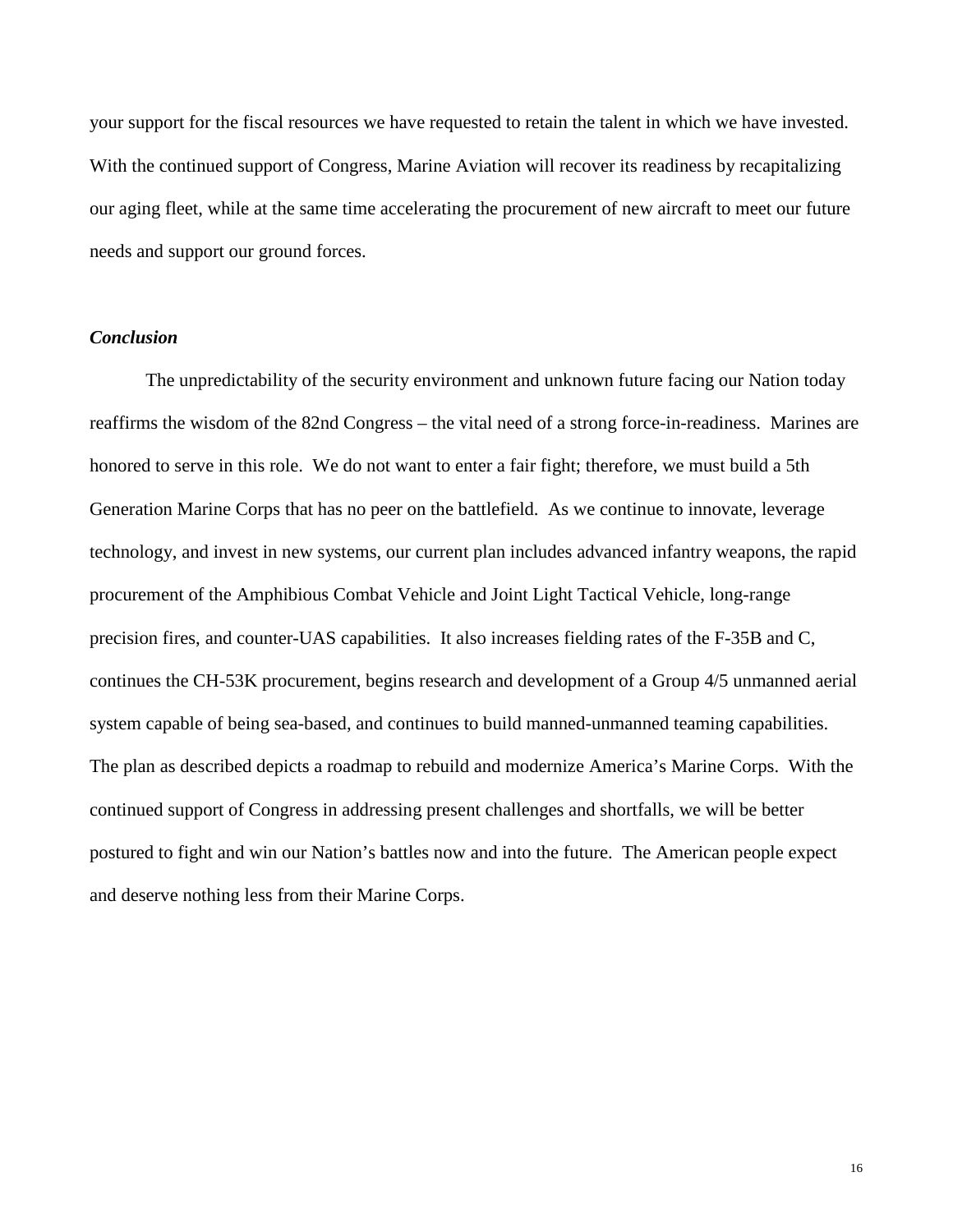your support for the fiscal resources we have requested to retain the talent in which we have invested. With the continued support of Congress, Marine Aviation will recover its readiness by recapitalizing our aging fleet, while at the same time accelerating the procurement of new aircraft to meet our future needs and support our ground forces.

### *Conclusion*

The unpredictability of the security environment and unknown future facing our Nation today reaffirms the wisdom of the 82nd Congress – the vital need of a strong force-in-readiness. Marines are honored to serve in this role. We do not want to enter a fair fight; therefore, we must build a 5th Generation Marine Corps that has no peer on the battlefield. As we continue to innovate, leverage technology, and invest in new systems, our current plan includes advanced infantry weapons, the rapid procurement of the Amphibious Combat Vehicle and Joint Light Tactical Vehicle, long-range precision fires, and counter-UAS capabilities. It also increases fielding rates of the F-35B and C, continues the CH-53K procurement, begins research and development of a Group 4/5 unmanned aerial system capable of being sea-based, and continues to build manned-unmanned teaming capabilities. The plan as described depicts a roadmap to rebuild and modernize America's Marine Corps. With the continued support of Congress in addressing present challenges and shortfalls, we will be better postured to fight and win our Nation's battles now and into the future. The American people expect and deserve nothing less from their Marine Corps.